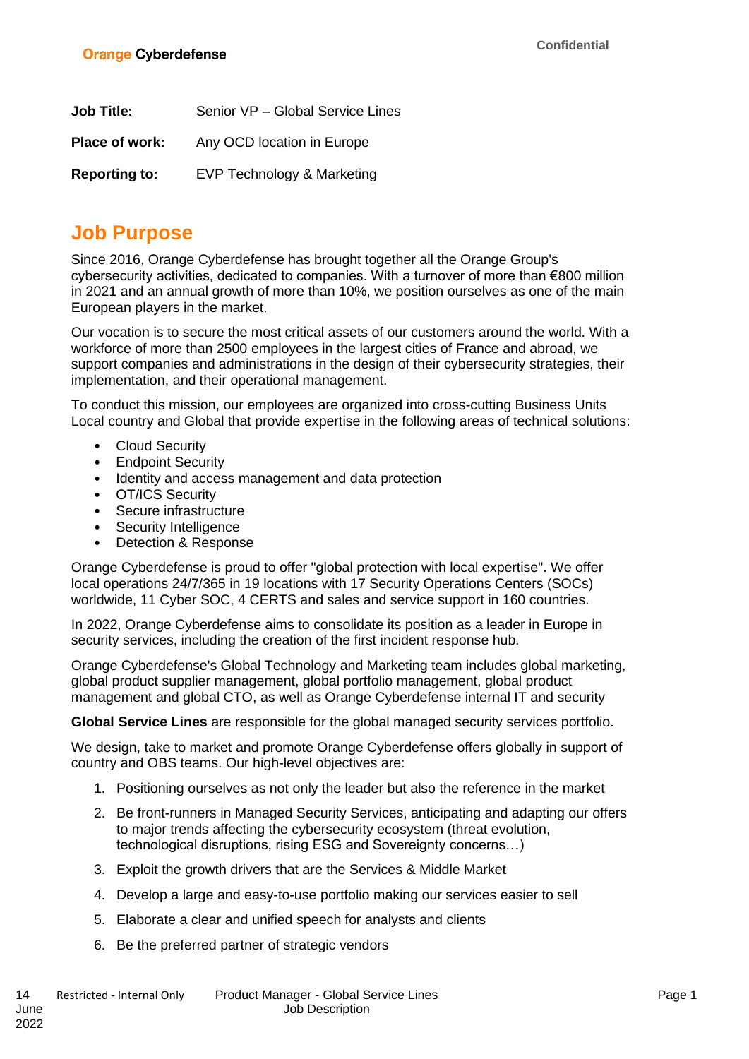**Orange Cyberdefense**

Confidential

| **Job Title:** | Senior VP – Global Service Lines |
|---|---|
| **Place of work:** | Any OCD location in Europe |
| **Reporting to:** | EVP Technology & Marketing |

## Job Purpose

Since 2016, Orange Cyberdefense has brought together all the Orange Group's cybersecurity activities, dedicated to companies. With a turnover of more than €800 million in 2021 and an annual growth of more than 10%, we position ourselves as one of the main European players in the market.

Our vocation is to secure the most critical assets of our customers around the world. With a workforce of more than 2500 employees in the largest cities of France and abroad, we support companies and administrations in the design of their cybersecurity strategies, their implementation, and their operational management.

To conduct this mission, our employees are organized into cross-cutting Business Units Local country and Global that provide expertise in the following areas of technical solutions:

- Cloud Security
- Endpoint Security
- Identity and access management and data protection
- OT/ICS Security
- Secure infrastructure
- Security Intelligence
- Detection & Response

Orange Cyberdefense is proud to offer "global protection with local expertise". We offer local operations 24/7/365 in 19 locations with 17 Security Operations Centers (SOCs) worldwide, 11 Cyber SOC, 4 CERTS and sales and service support in 160 countries.

In 2022, Orange Cyberdefense aims to consolidate its position as a leader in Europe in security services, including the creation of the first incident response hub.

Orange Cyberdefense's Global Technology and Marketing team includes global marketing, global product supplier management, global portfolio management, global product management and global CTO, as well as Orange Cyberdefense internal IT and security

**Global Service Lines** are responsible for the global managed security services portfolio.

We design, take to market and promote Orange Cyberdefense offers globally in support of country and OBS teams. Our high-level objectives are:

1. Positioning ourselves as not only the leader but also the reference in the market
2. Be front-runners in Managed Security Services, anticipating and adapting our offers to major trends affecting the cybersecurity ecosystem (threat evolution, technological disruptions, rising ESG and Sovereignty concerns…)
3. Exploit the growth drivers that are the Services & Middle Market
4. Develop a large and easy-to-use portfolio making our services easier to sell
5. Elaborate a clear and unified speech for analysts and clients
6. Be the preferred partner of strategic vendors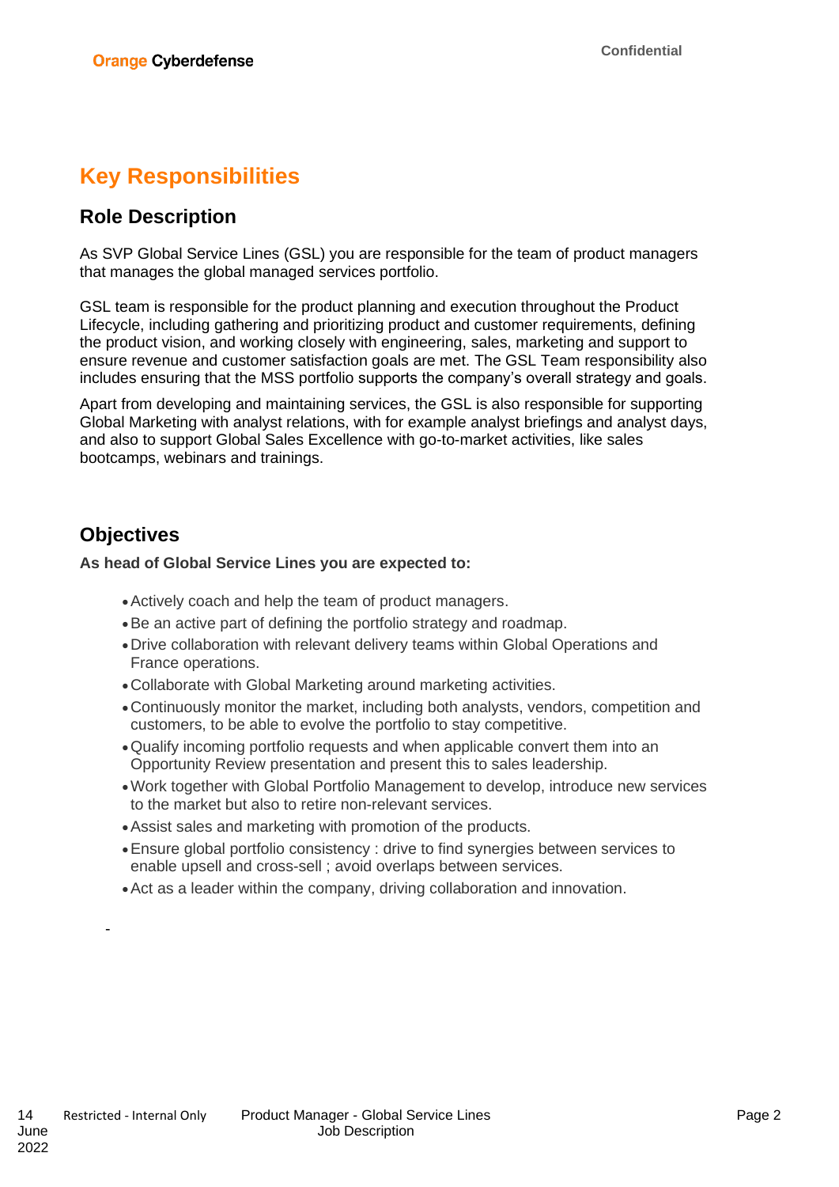# Key Responsibilities

## Role Description

As SVP Global Service Lines (GSL) you are responsible for the team of product managers that manages the global managed services portfolio.

GSL team is responsible for the product planning and execution throughout the Product Lifecycle, including gathering and prioritizing product and customer requirements, defining the product vision, and working closely with engineering, sales, marketing and support to ensure revenue and customer satisfaction goals are met. The GSL Team responsibility also includes ensuring that the MSS portfolio supports the company's overall strategy and goals.

Apart from developing and maintaining services, the GSL is also responsible for supporting Global Marketing with analyst relations, with for example analyst briefings and analyst days, and also to support Global Sales Excellence with go-to-market activities, like sales bootcamps, webinars and trainings.

## Objectives

**As head of Global Service Lines you are expected to:**

- Actively coach and help the team of product managers.
- Be an active part of defining the portfolio strategy and roadmap.
- Drive collaboration with relevant delivery teams within Global Operations and France operations.
- Collaborate with Global Marketing around marketing activities.
- Continuously monitor the market, including both analysts, vendors, competition and customers, to be able to evolve the portfolio to stay competitive.
- Qualify incoming portfolio requests and when applicable convert them into an Opportunity Review presentation and present this to sales leadership.
- Work together with Global Portfolio Management to develop, introduce new services to the market but also to retire non-relevant services.
- Assist sales and marketing with promotion of the products.
- Ensure global portfolio consistency : drive to find synergies between services to enable upsell and cross-sell ; avoid overlaps between services.
- Act as a leader within the company, driving collaboration and innovation.

-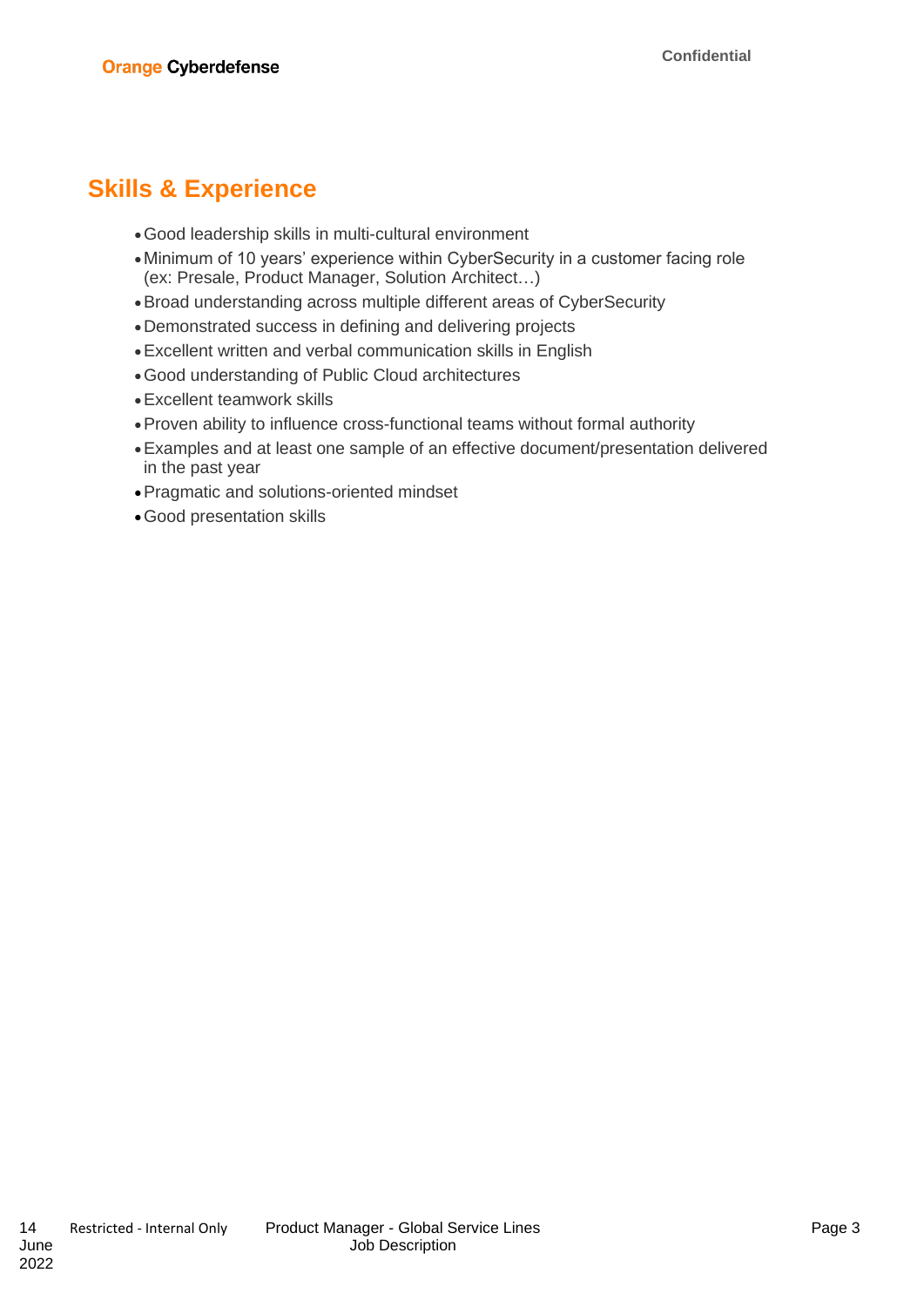## Skills & Experience

- Good leadership skills in multi-cultural environment
- Minimum of 10 years' experience within CyberSecurity in a customer facing role (ex: Presale, Product Manager, Solution Architect…)
- Broad understanding across multiple different areas of CyberSecurity
- Demonstrated success in defining and delivering projects
- Excellent written and verbal communication skills in English
- Good understanding of Public Cloud architectures
- Excellent teamwork skills
- Proven ability to influence cross-functional teams without formal authority
- Examples and at least one sample of an effective document/presentation delivered in the past year
- Pragmatic and solutions-oriented mindset
- Good presentation skills